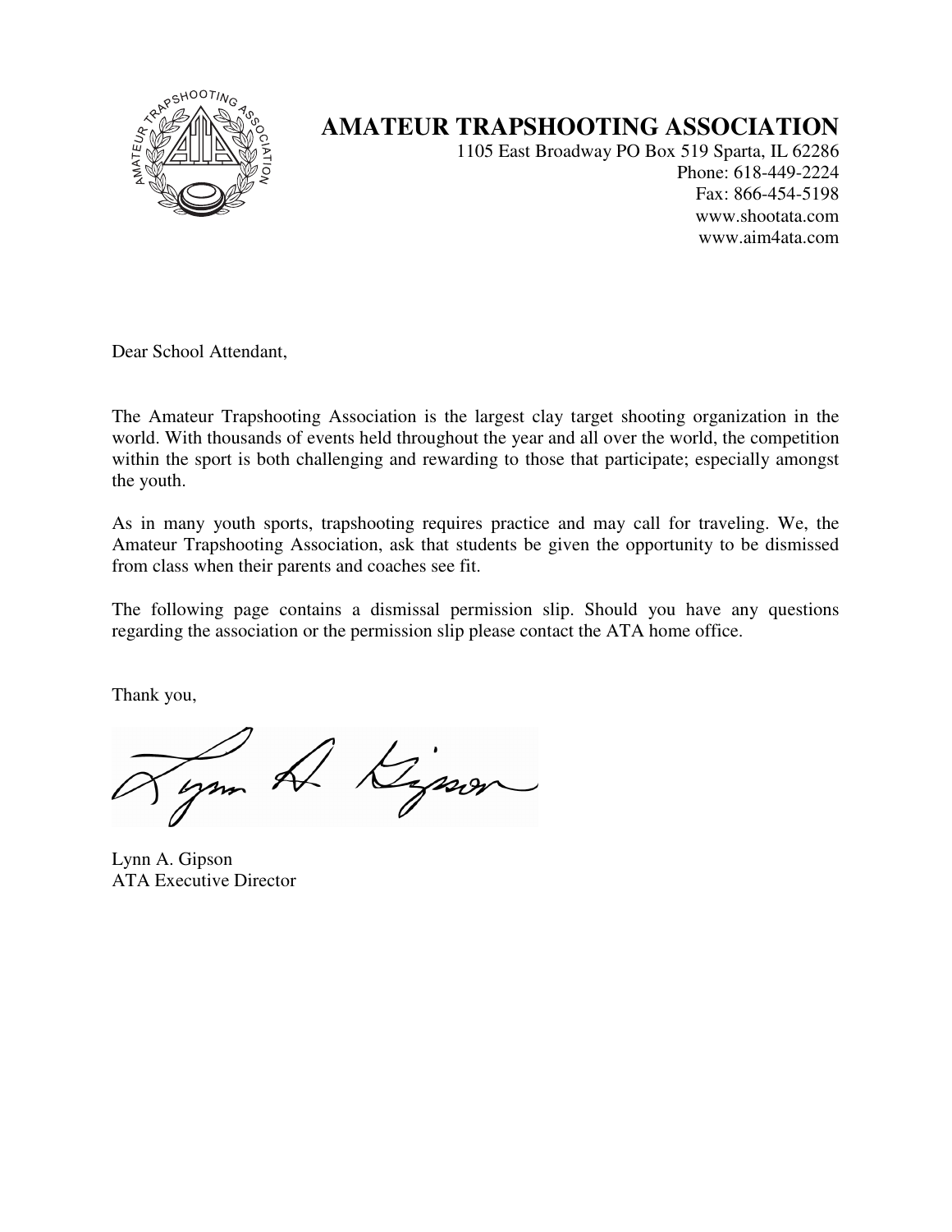# AMATEUR TRAPSHOOTING ASSOCIATION

1105 East Broadway PO Box 519 Sparta, IL 62286
Phone: 618-449-2224
Fax: 866-454-5198
www.shootata.com
www.aim4ata.com

Dear School Attendant,

The Amateur Trapshooting Association is the largest clay target shooting organization in the world. With thousands of events held throughout the year and all over the world, the competition within the sport is both challenging and rewarding to those that participate; especially amongst the youth.

As in many youth sports, trapshooting requires practice and may call for traveling. We, the Amateur Trapshooting Association, ask that students be given the opportunity to be dismissed from class when their parents and coaches see fit.

The following page contains a dismissal permission slip. Should you have any questions regarding the association or the permission slip please contact the ATA home office.

Thank you,

Lynn A. Gipson
ATA Executive Director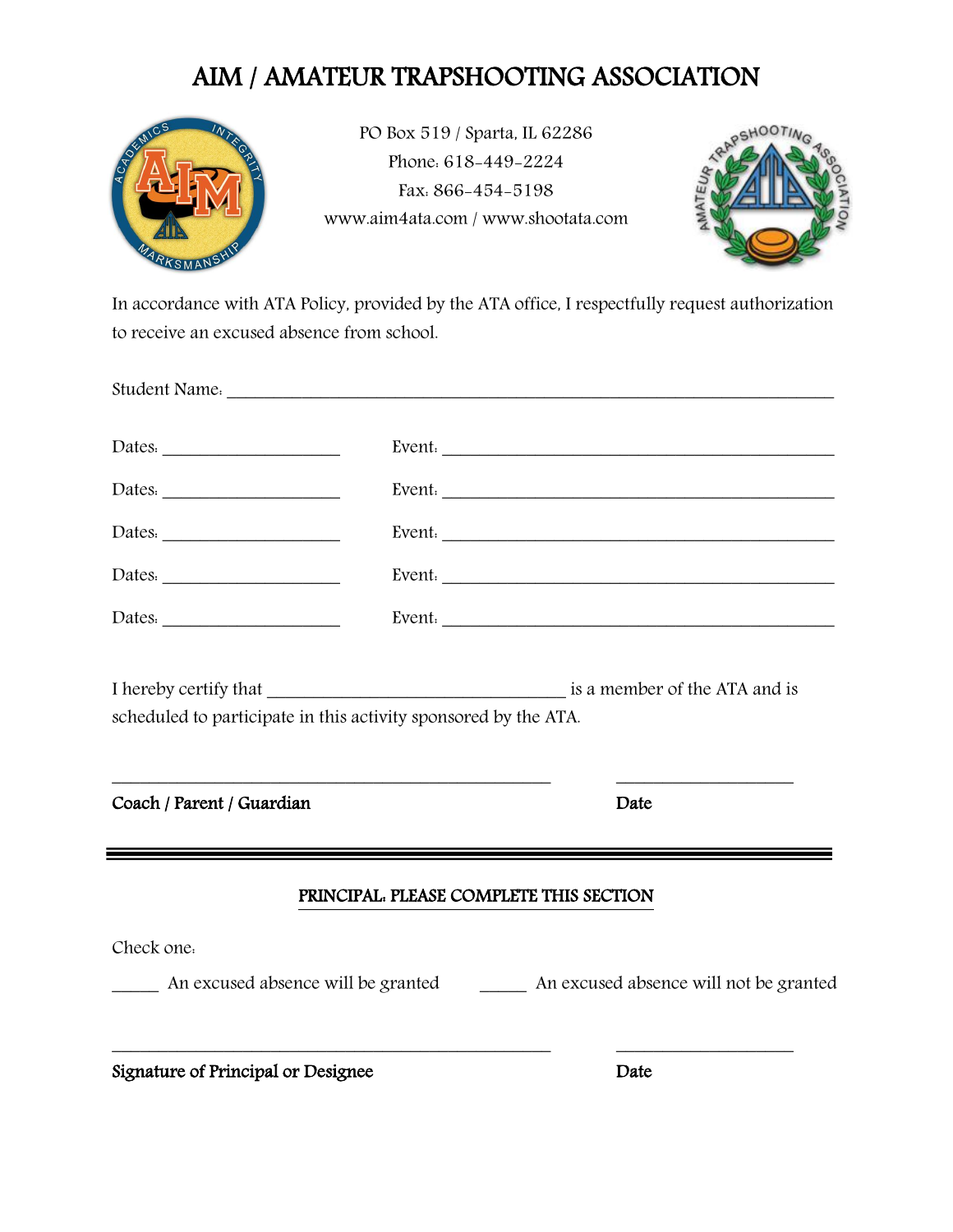# AIM / AMATEUR TRAPSHOOTING ASSOCIATION

PO Box 519 / Sparta, IL 62286
Phone: 618-449-2224
Fax: 866-454-5198
www.aim4ata.com / www.shootata.com

In accordance with ATA Policy, provided by the ATA office, I respectfully request authorization to receive an excused absence from school.

Student Name: ___________________________________________________________

Dates: ____________________ Event: ____________________________________________

Dates: ____________________ Event: ____________________________________________

Dates: ____________________ Event: ____________________________________________

Dates: ____________________ Event: ____________________________________________

Dates: ____________________ Event: ____________________________________________

I hereby certify that _________________________________ is a member of the ATA and is scheduled to participate in this activity sponsored by the ATA.

__________________________________________________ ____________________

**Coach / Parent / Guardian** **Date**

---

**PRINCIPAL: PLEASE COMPLETE THIS SECTION**

Check one:

_____ An excused absence will be granted _____ An excused absence will not be granted

__________________________________________________ ____________________

**Signature of Principal or Designee** **Date**